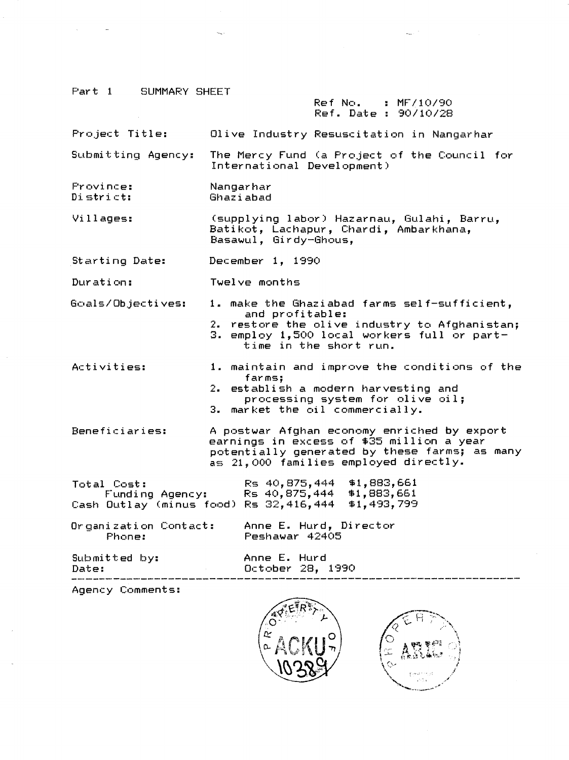Part 1 SUMMARY SHEET

Ref No. : MF/10/90
Ref. Date : 90/10/28

**Project Title:** Olive Industry Resuscitation in Nangarhar

**Submitting Agency:** The Mercy Fund (a Project of the Council for International Development)

**Province:** Nangarhar
**District:** Ghaziabad

**Villages:** (supplying labor) Hazarnau, Gulahi, Barru, Batikot, Lachapur, Chardi, Ambarkhana, Basawul, Girdy-Ghous,

**Starting Date:** December 1, 1990

**Duration:** Twelve months

**Goals/Objectives:**
1. make the Ghaziabad farms self-sufficient, and profitable:
2. restore the olive industry to Afghanistan;
3. employ 1,500 local workers full or part-time in the short run.

**Activities:**
1. maintain and improve the conditions of the farms;
2. establish a modern harvesting and processing system for olive oil;
3. market the oil commercially.

**Beneficiaries:** A postwar Afghan economy enriched by export earnings in excess of $35 million a year potentially generated by these farms; as many as 21,000 families employed directly.

| | | |
|---|---|---|
| Total Cost: | Rs 40,875,444 | $1,883,661 |
| Funding Agency: | Rs 40,875,444 | $1,883,661 |
| Cash Outlay (minus food) | Rs 32,416,444 | $1,493,799 |

**Organization Contact:** Anne E. Hurd, Director
**Phone:** Peshawar 42405

**Submitted by:** Anne E. Hurd
**Date:** October 28, 1990

---

Agency Comments:

PROPERTY OF ACKU 10389

PROPERTY OF ARIC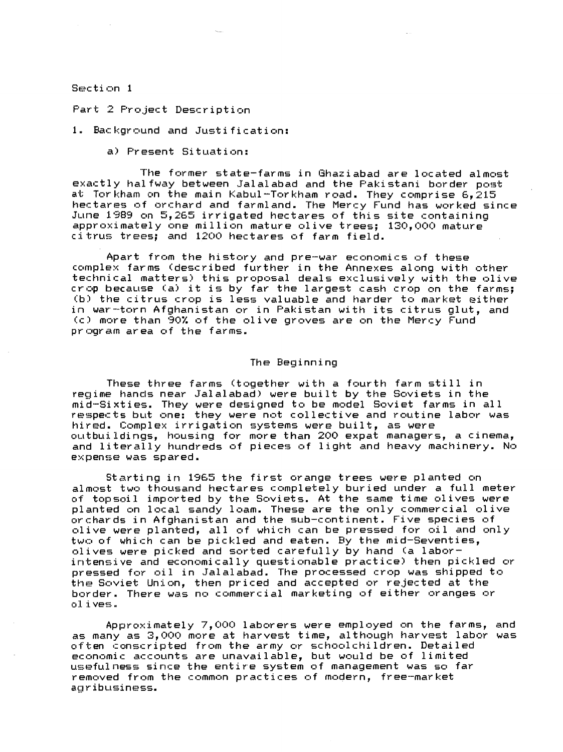Section 1

Part 2 Project Description

1. Background and Justification:

a) Present Situation:

The former state-farms in Ghaziabad are located almost exactly halfway between Jalalabad and the Pakistani border post at Torkham on the main Kabul-Torkham road. They comprise 6,215 hectares of orchard and farmland. The Mercy Fund has worked since June 1989 on 5,265 irrigated hectares of this site containing approximately one million mature olive trees; 130,000 mature citrus trees; and 1200 hectares of farm field.

Apart from the history and pre-war economics of these complex farms (described further in the Annexes along with other technical matters) this proposal deals exclusively with the olive crop because (a) it is by far the largest cash crop on the farms; (b) the citrus crop is less valuable and harder to market either in war-torn Afghanistan or in Pakistan with its citrus glut, and (c) more than 90% of the olive groves are on the Mercy Fund program area of the farms.

## The Beginning

These three farms (together with a fourth farm still in regime hands near Jalalabad) were built by the Soviets in the mid-Sixties. They were designed to be model Soviet farms in all respects but one: they were not collective and routine labor was hired. Complex irrigation systems were built, as were outbuildings, housing for more than 200 expat managers, a cinema, and literally hundreds of pieces of light and heavy machinery. No expense was spared.

Starting in 1965 the first orange trees were planted on almost two thousand hectares completely buried under a full meter of topsoil imported by the Soviets. At the same time olives were planted on local sandy loam. These are the only commercial olive orchards in Afghanistan and the sub-continent. Five species of olive were planted, all of which can be pressed for oil and only two of which can be pickled and eaten. By the mid-Seventies, olives were picked and sorted carefully by hand (a labor-intensive and economically questionable practice) then pickled or pressed for oil in Jalalabad. The processed crop was shipped to the Soviet Union, then priced and accepted or rejected at the border. There was no commercial marketing of either oranges or olives.

Approximately 7,000 laborers were employed on the farms, and as many as 3,000 more at harvest time, although harvest labor was often conscripted from the army or schoolchildren. Detailed economic accounts are unavailable, but would be of limited usefulness since the entire system of management was so far removed from the common practices of modern, free-market agribusiness.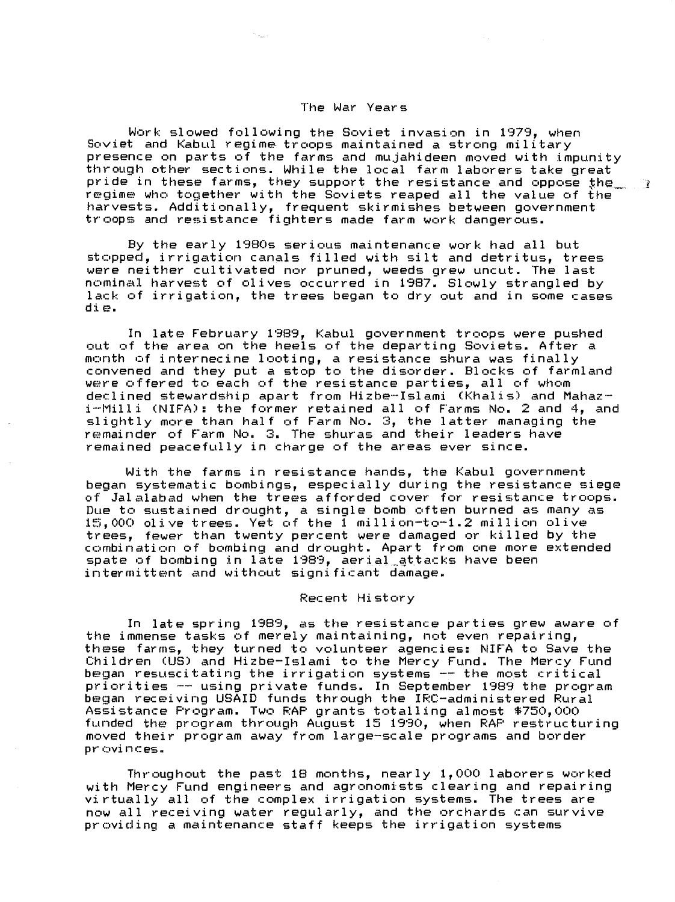## The War Years

Work slowed following the Soviet invasion in 1979, when Soviet and Kabul regime troops maintained a strong military presence on parts of the farms and mujahideen moved with impunity through other sections. While the local farm laborers take great pride in these farms, they support the resistance and oppose the regime who together with the Soviets reaped all the value of the harvests. Additionally, frequent skirmishes between government troops and resistance fighters made farm work dangerous.

By the early 1980s serious maintenance work had all but stopped, irrigation canals filled with silt and detritus, trees were neither cultivated nor pruned, weeds grew uncut. The last nominal harvest of olives occurred in 1987. Slowly strangled by lack of irrigation, the trees began to dry out and in some cases die.

In late February 1989, Kabul government troops were pushed out of the area on the heels of the departing Soviets. After a month of internecine looting, a resistance shura was finally convened and they put a stop to the disorder. Blocks of farmland were offered to each of the resistance parties, all of whom declined stewardship apart from Hizbe-Islami (Khalis) and Mahaz-i-Milli (NIFA): the former retained all of Farms No. 2 and 4, and slightly more than half of Farm No. 3, the latter managing the remainder of Farm No. 3. The shuras and their leaders have remained peacefully in charge of the areas ever since.

With the farms in resistance hands, the Kabul government began systematic bombings, especially during the resistance siege of Jalalabad when the trees afforded cover for resistance troops. Due to sustained drought, a single bomb often burned as many as 15,000 olive trees. Yet of the 1 million-to-1.2 million olive trees, fewer than twenty percent were damaged or killed by the combination of bombing and drought. Apart from one more extended spate of bombing in late 1989, aerial attacks have been intermittent and without significant damage.

## Recent History

In late spring 1989, as the resistance parties grew aware of the immense tasks of merely maintaining, not even repairing, these farms, they turned to volunteer agencies: NIFA to Save the Children (US) and Hizbe-Islami to the Mercy Fund. The Mercy Fund began resuscitating the irrigation systems -- the most critical priorities -- using private funds. In September 1989 the program began receiving USAID funds through the IRC-administered Rural Assistance Program. Two RAP grants totalling almost $750,000 funded the program through August 15 1990, when RAP restructuring moved their program away from large-scale programs and border provinces.

Throughout the past 18 months, nearly 1,000 laborers worked with Mercy Fund engineers and agronomists clearing and repairing virtually all of the complex irrigation systems. The trees are now all receiving water regularly, and the orchards can survive providing a maintenance staff keeps the irrigation systems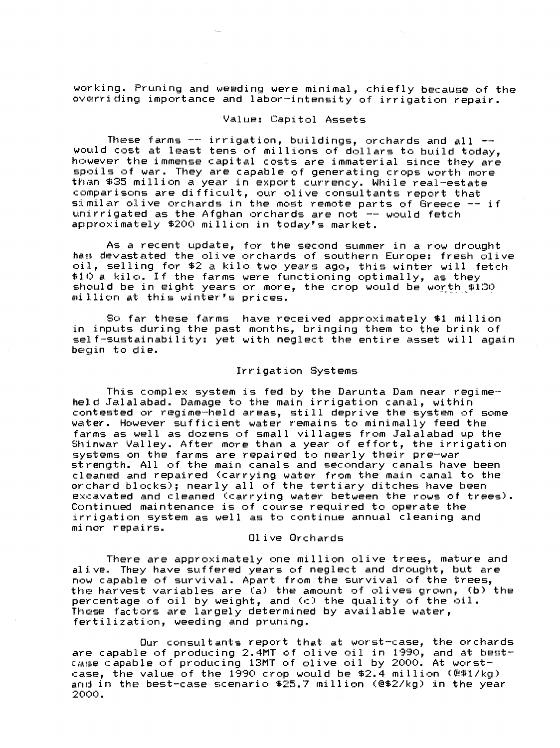working. Pruning and weeding were minimal, chiefly because of the overriding importance and labor-intensity of irrigation repair.

### Value: Capitol Assets

These farms -- irrigation, buildings, orchards and all -- would cost at least tens of millions of dollars to build today, however the immense capital costs are immaterial since they are spoils of war. They are capable of generating crops worth more than $35 million a year in export currency. While real-estate comparisons are difficult, our olive consultants report that similar olive orchards in the most remote parts of Greece -- if unirrigated as the Afghan orchards are not -- would fetch approximately $200 million in today's market.

As a recent update, for the second summer in a row drought has devastated the olive orchards of southern Europe: fresh olive oil, selling for $2 a kilo two years ago, this winter will fetch $10 a kilo. If the farms were functioning optimally, as they should be in eight years or more, the crop would be worth $130 million at this winter's prices.

So far these farms have received approximately $1 million in inputs during the past months, bringing them to the brink of self-sustainability: yet with neglect the entire asset will again begin to die.

### Irrigation Systems

This complex system is fed by the Darunta Dam near regime-held Jalalabad. Damage to the main irrigation canal, within contested or regime-held areas, still deprive the system of some water. However sufficient water remains to minimally feed the farms as well as dozens of small villages from Jalalabad up the Shinwar Valley. After more than a year of effort, the irrigation systems on the farms are repaired to nearly their pre-war strength. All of the main canals and secondary canals have been cleaned and repaired (carrying water from the main canal to the orchard blocks); nearly all of the tertiary ditches have been excavated and cleaned (carrying water between the rows of trees). Continued maintenance is of course required to operate the irrigation system as well as to continue annual cleaning and minor repairs.

### Olive Orchards

There are approximately one million olive trees, mature and alive. They have suffered years of neglect and drought, but are now capable of survival. Apart from the survival of the trees, the harvest variables are (a) the amount of olives grown, (b) the percentage of oil by weight, and (c) the quality of the oil. These factors are largely determined by available water, fertilization, weeding and pruning.

Our consultants report that at worst-case, the orchards are capable of producing 2.4MT of olive oil in 1990, and at best-case capable of producing 13MT of olive oil by 2000. At worst-case, the value of the 1990 crop would be $2.4 million (@$1/kg) and in the best-case scenario $25.7 million (@$2/kg) in the year 2000.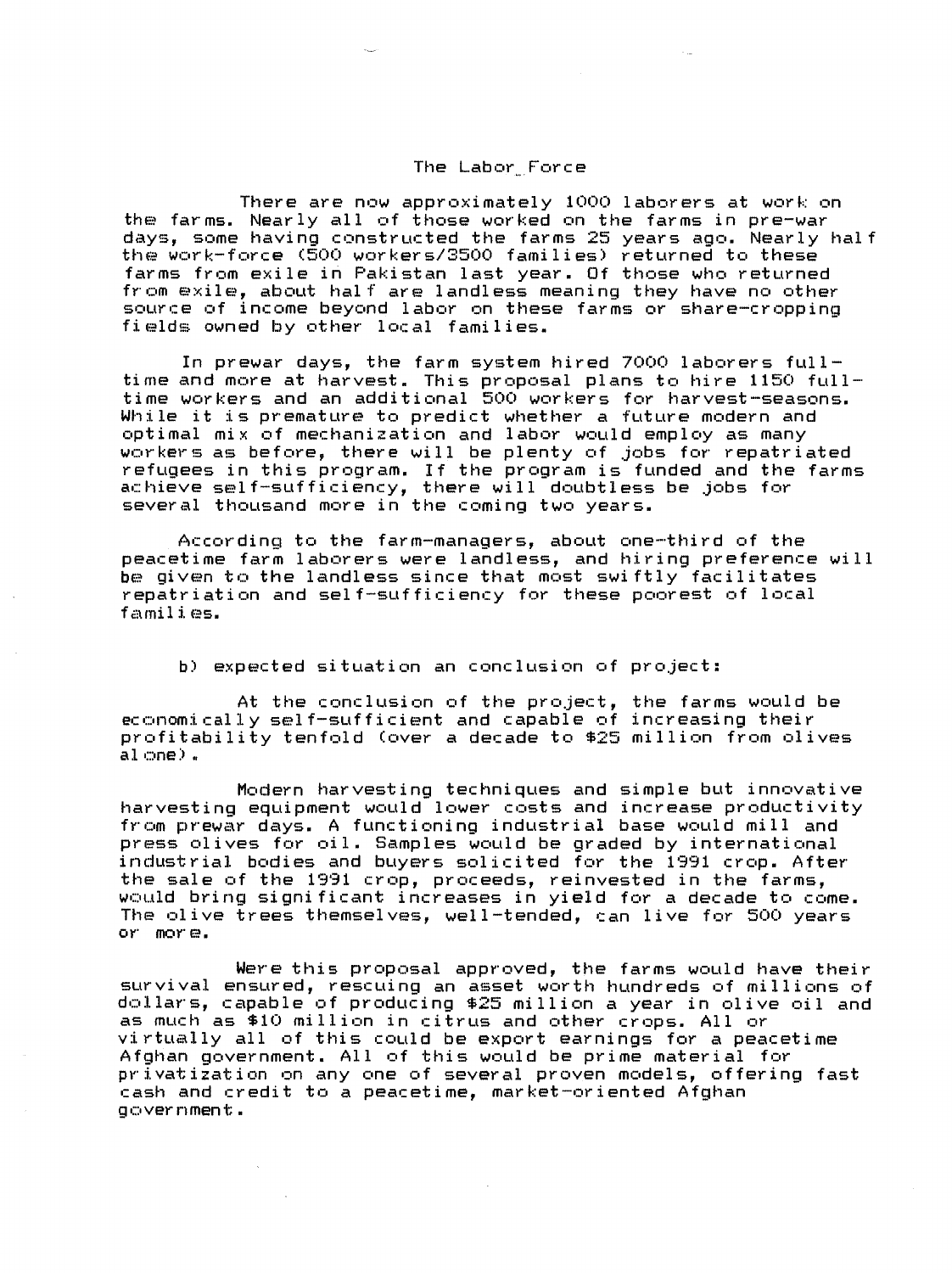## The Labor Force

There are now approximately 1000 laborers at work on the farms. Nearly all of those worked on the farms in pre-war days, some having constructed the farms 25 years ago. Nearly half the work-force (500 workers/3500 families) returned to these farms from exile in Pakistan last year. Of those who returned from exile, about half are landless meaning they have no other source of income beyond labor on these farms or share-cropping fields owned by other local families.

In prewar days, the farm system hired 7000 laborers full-time and more at harvest. This proposal plans to hire 1150 full-time workers and an additional 500 workers for harvest-seasons. While it is premature to predict whether a future modern and optimal mix of mechanization and labor would employ as many workers as before, there will be plenty of jobs for repatriated refugees in this program. If the program is funded and the farms achieve self-sufficiency, there will doubtless be jobs for several thousand more in the coming two years.

According to the farm-managers, about one-third of the peacetime farm laborers were landless, and hiring preference will be given to the landless since that most swiftly facilitates repatriation and self-sufficiency for these poorest of local families.

b) expected situation an conclusion of project:

At the conclusion of the project, the farms would be economically self-sufficient and capable of increasing their profitability tenfold (over a decade to $25 million from olives alone).

Modern harvesting techniques and simple but innovative harvesting equipment would lower costs and increase productivity from prewar days. A functioning industrial base would mill and press olives for oil. Samples would be graded by international industrial bodies and buyers solicited for the 1991 crop. After the sale of the 1991 crop, proceeds, reinvested in the farms, would bring significant increases in yield for a decade to come. The olive trees themselves, well-tended, can live for 500 years or more.

Were this proposal approved, the farms would have their survival ensured, rescuing an asset worth hundreds of millions of dollars, capable of producing $25 million a year in olive oil and as much as $10 million in citrus and other crops. All or virtually all of this could be export earnings for a peacetime Afghan government. All of this would be prime material for privatization on any one of several proven models, offering fast cash and credit to a peacetime, market-oriented Afghan government.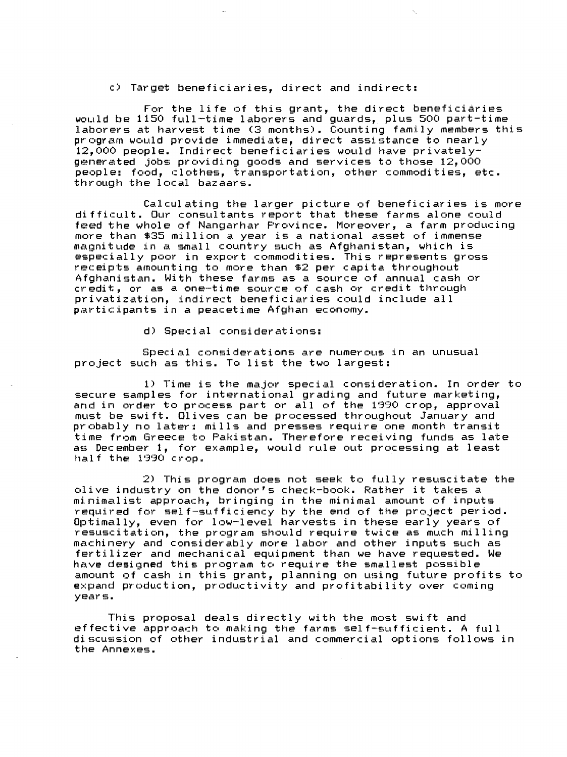c) Target beneficiaries, direct and indirect:

For the life of this grant, the direct beneficiaries would be 1150 full-time laborers and guards, plus 500 part-time laborers at harvest time (3 months). Counting family members this program would provide immediate, direct assistance to nearly 12,000 people. Indirect beneficiaries would have privately-generated jobs providing goods and services to those 12,000 people: food, clothes, transportation, other commodities, etc. through the local bazaars.

Calculating the larger picture of beneficiaries is more difficult. Our consultants report that these farms alone could feed the whole of Nangarhar Province. Moreover, a farm producing more than $35 million a year is a national asset of immense magnitude in a small country such as Afghanistan, which is especially poor in export commodities. This represents gross receipts amounting to more than $2 per capita throughout Afghanistan. With these farms as a source of annual cash or credit, or as a one-time source of cash or credit through privatization, indirect beneficiaries could include all participants in a peacetime Afghan economy.

d) Special considerations:

Special considerations are numerous in an unusual project such as this. To list the two largest:

1) Time is the major special consideration. In order to secure samples for international grading and future marketing, and in order to process part or all of the 1990 crop, approval must be swift. Olives can be processed throughout January and probably no later: mills and presses require one month transit time from Greece to Pakistan. Therefore receiving funds as late as December 1, for example, would rule out processing at least half the 1990 crop.

2) This program does not seek to fully resuscitate the olive industry on the donor's check-book. Rather it takes a minimalist approach, bringing in the minimal amount of inputs required for self-sufficiency by the end of the project period. Optimally, even for low-level harvests in these early years of resuscitation, the program should require twice as much milling machinery and considerably more labor and other inputs such as fertilizer and mechanical equipment than we have requested. We have designed this program to require the smallest possible amount of cash in this grant, planning on using future profits to expand production, productivity and profitability over coming years.

This proposal deals directly with the most swift and effective approach to making the farms self-sufficient. A full discussion of other industrial and commercial options follows in the Annexes.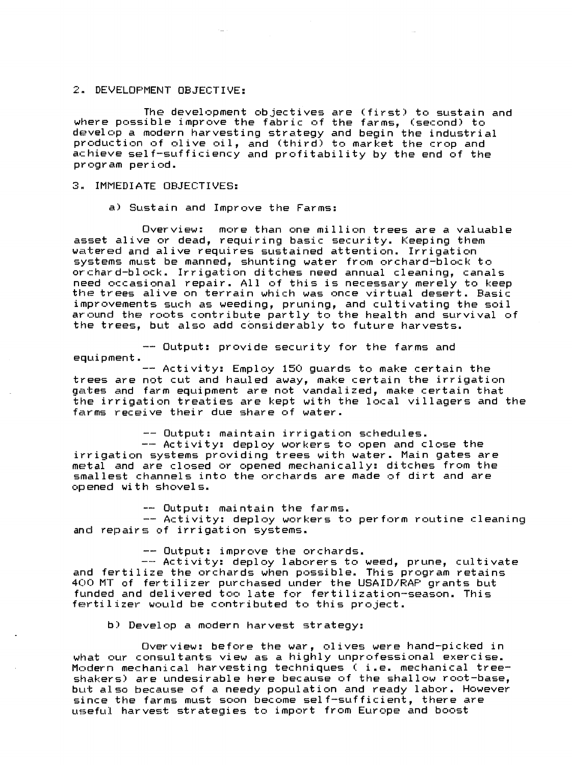## 2. DEVELOPMENT OBJECTIVE:

The development objectives are (first) to sustain and where possible improve the fabric of the farms, (second) to develop a modern harvesting strategy and begin the industrial production of olive oil, and (third) to market the crop and achieve self-sufficiency and profitability by the end of the program period.

## 3. IMMEDIATE OBJECTIVES:

### a) Sustain and Improve the Farms:

Overview: more than one million trees are a valuable asset alive or dead, requiring basic security. Keeping them watered and alive requires sustained attention. Irrigation systems must be manned, shunting water from orchard-block to orchard-block. Irrigation ditches need annual cleaning, canals need occasional repair. All of this is necessary merely to keep the trees alive on terrain which was once virtual desert. Basic improvements such as weeding, pruning, and cultivating the soil around the roots contribute partly to the health and survival of the trees, but also add considerably to future harvests.

-- Output: provide security for the farms and equipment.
-- Activity: Employ 150 guards to make certain the trees are not cut and hauled away, make certain the irrigation gates and farm equipment are not vandalized, make certain that the irrigation treaties are kept with the local villagers and the farms receive their due share of water.

-- Output: maintain irrigation schedules.
-- Activity: deploy workers to open and close the irrigation systems providing trees with water. Main gates are metal and are closed or opened mechanically: ditches from the smallest channels into the orchards are made of dirt and are opened with shovels.

-- Output: maintain the farms.
-- Activity: deploy workers to perform routine cleaning and repairs of irrigation systems.

-- Output: improve the orchards.
-- Activity: deploy laborers to weed, prune, cultivate and fertilize the orchards when possible. This program retains 400 MT of fertilizer purchased under the USAID/RAP grants but funded and delivered too late for fertilization-season. This fertilizer would be contributed to this project.

### b) Develop a modern harvest strategy:

Overview: before the war, olives were hand-picked in what our consultants view as a highly unprofessional exercise. Modern mechanical harvesting techniques ( i.e. mechanical tree-shakers) are undesirable here because of the shallow root-base, but also because of a needy population and ready labor. However since the farms must soon become self-sufficient, there are useful harvest strategies to import from Europe and boost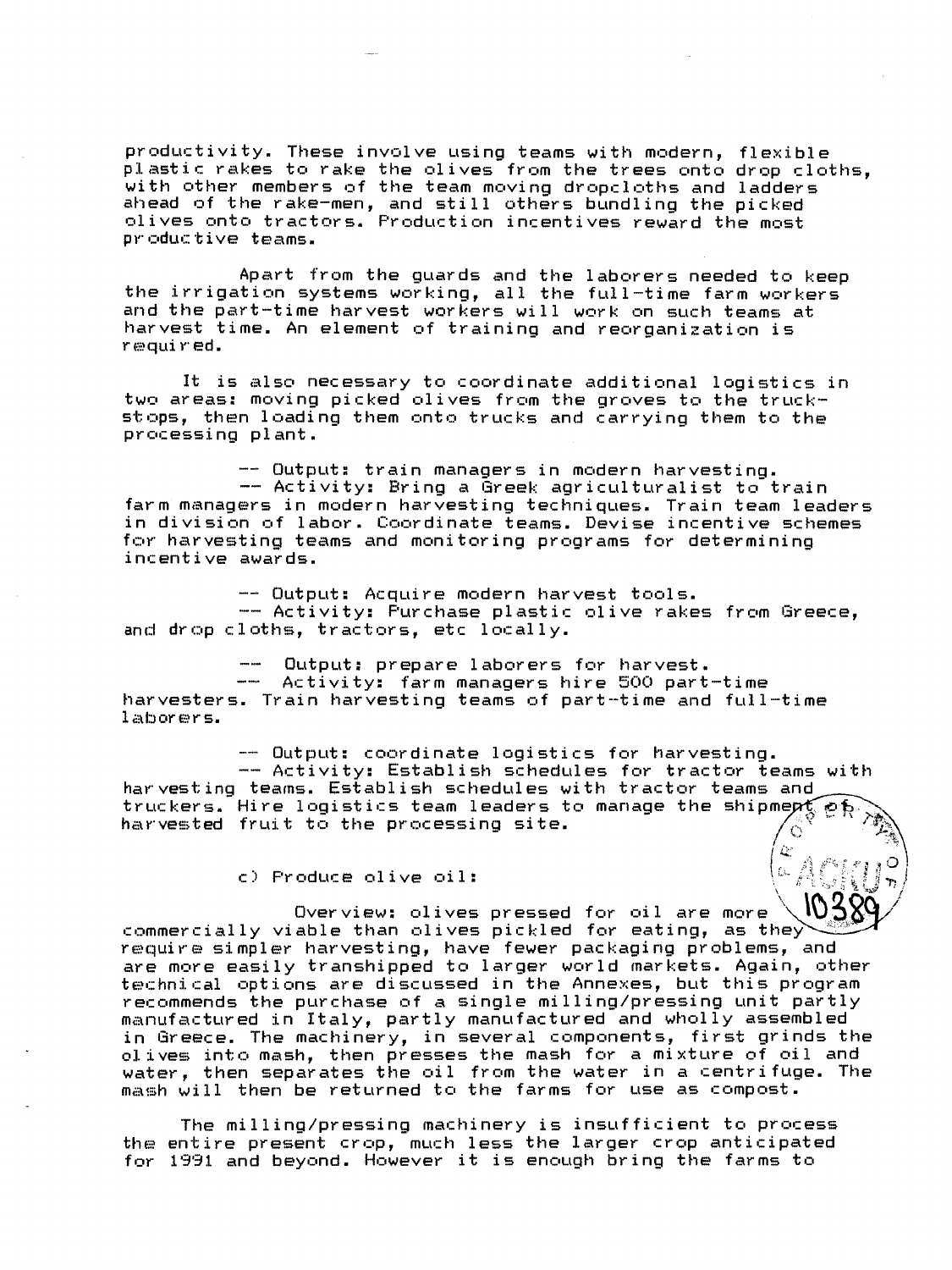productivity. These involve using teams with modern, flexible plastic rakes to rake the olives from the trees onto drop cloths, with other members of the team moving dropcloths and ladders ahead of the rake-men, and still others bundling the picked olives onto tractors. Production incentives reward the most productive teams.

Apart from the guards and the laborers needed to keep the irrigation systems working, all the full-time farm workers and the part-time harvest workers will work on such teams at harvest time. An element of training and reorganization is required.

It is also necessary to coordinate additional logistics in two areas: moving picked olives from the groves to the truck-stops, then loading them onto trucks and carrying them to the processing plant.

-- Output: train managers in modern harvesting.
-- Activity: Bring a Greek agriculturalist to train farm managers in modern harvesting techniques. Train team leaders in division of labor. Coordinate teams. Devise incentive schemes for harvesting teams and monitoring programs for determining incentive awards.

-- Output: Acquire modern harvest tools.
-- Activity: Purchase plastic olive rakes from Greece, and drop cloths, tractors, etc locally.

-- Output: prepare laborers for harvest.
-- Activity: farm managers hire 500 part-time harvesters. Train harvesting teams of part-time and full-time laborers.

-- Output: coordinate logistics for harvesting.
-- Activity: Establish schedules for tractor teams with harvesting teams. Establish schedules with tractor teams and truckers. Hire logistics team leaders to manage the shipment of harvested fruit to the processing site.

c) Produce olive oil:

Overview: olives pressed for oil are more commercially viable than olives pickled for eating, as they require simpler harvesting, have fewer packaging problems, and are more easily transhipped to larger world markets. Again, other technical options are discussed in the Annexes, but this program recommends the purchase of a single milling/pressing unit partly manufactured in Italy, partly manufactured and wholly assembled in Greece. The machinery, in several components, first grinds the olives into mash, then presses the mash for a mixture of oil and water, then separates the oil from the water in a centrifuge. The mash will then be returned to the farms for use as compost.

The milling/pressing machinery is insufficient to process the entire present crop, much less the larger crop anticipated for 1991 and beyond. However it is enough bring the farms to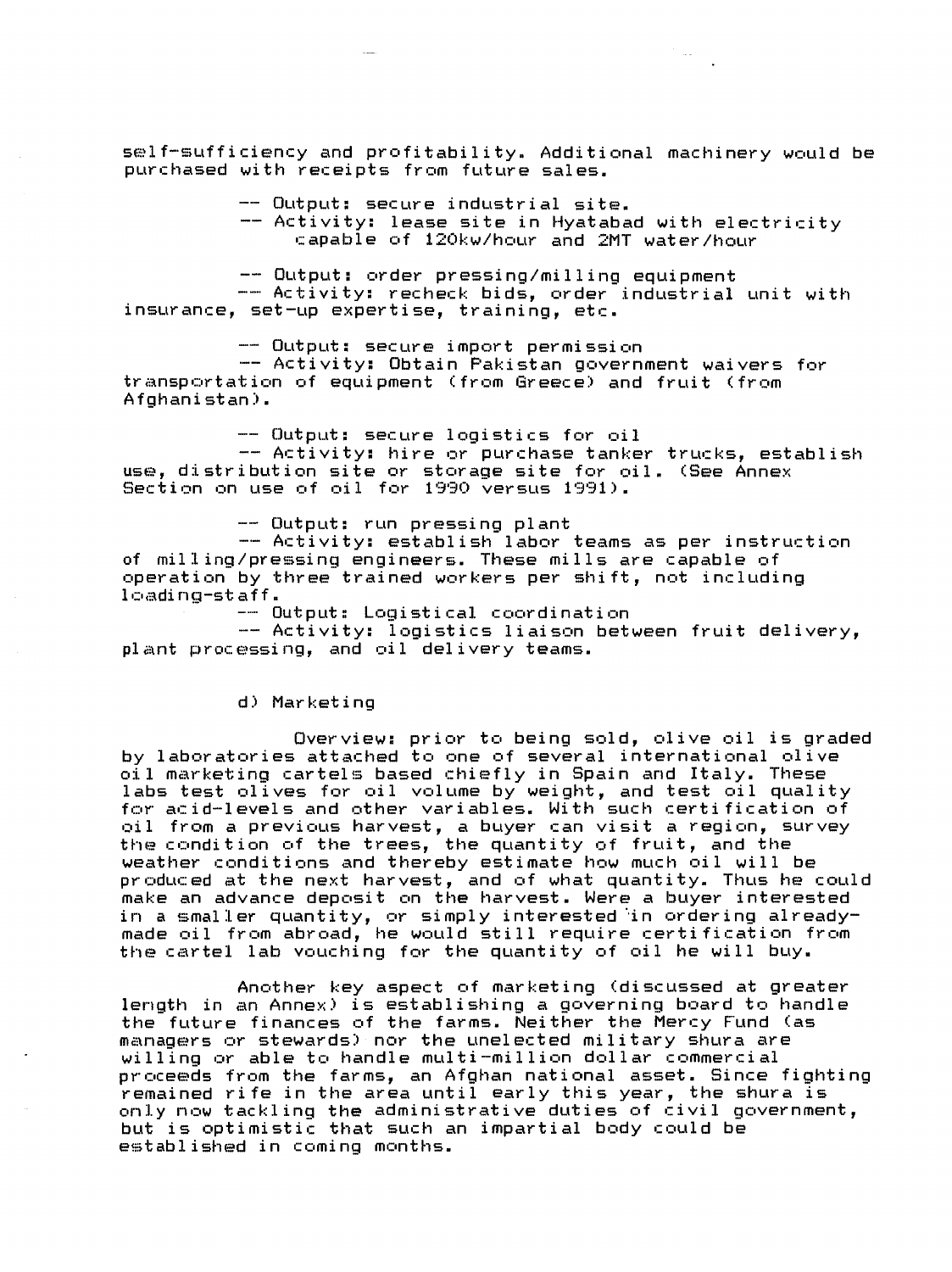self-sufficiency and profitability. Additional machinery would be purchased with receipts from future sales.

-- Output: secure industrial site.
-- Activity: lease site in Hyatabad with electricity capable of 120kw/hour and 2MT water/hour

-- Output: order pressing/milling equipment
-- Activity: recheck bids, order industrial unit with insurance, set-up expertise, training, etc.

-- Output: secure import permission
-- Activity: Obtain Pakistan government waivers for transportation of equipment (from Greece) and fruit (from Afghanistan).

-- Output: secure logistics for oil
-- Activity: hire or purchase tanker trucks, establish use, distribution site or storage site for oil. (See Annex Section on use of oil for 1990 versus 1991).

-- Output: run pressing plant
-- Activity: establish labor teams as per instruction of milling/pressing engineers. These mills are capable of operation by three trained workers per shift, not including loading-staff.

-- Output: Logistical coordination
-- Activity: logistics liaison between fruit delivery, plant processing, and oil delivery teams.

d) Marketing

Overview: prior to being sold, olive oil is graded by laboratories attached to one of several international olive oil marketing cartels based chiefly in Spain and Italy. These labs test olives for oil volume by weight, and test oil quality for acid-levels and other variables. With such certification of oil from a previous harvest, a buyer can visit a region, survey the condition of the trees, the quantity of fruit, and the weather conditions and thereby estimate how much oil will be produced at the next harvest, and of what quantity. Thus he could make an advance deposit on the harvest. Were a buyer interested in a smaller quantity, or simply interested in ordering already-made oil from abroad, he would still require certification from the cartel lab vouching for the quantity of oil he will buy.

Another key aspect of marketing (discussed at greater length in an Annex) is establishing a governing board to handle the future finances of the farms. Neither the Mercy Fund (as managers or stewards) nor the unelected military shura are willing or able to handle multi-million dollar commercial proceeds from the farms, an Afghan national asset. Since fighting remained rife in the area until early this year, the shura is only now tackling the administrative duties of civil government, but is optimistic that such an impartial body could be established in coming months.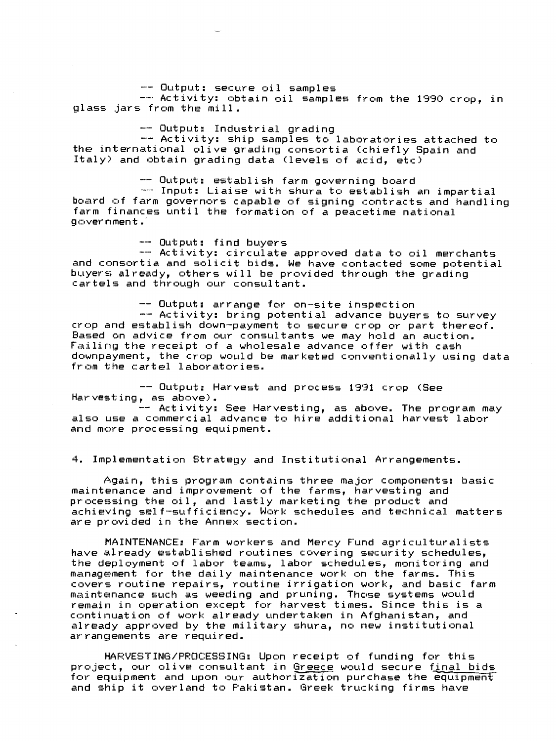-- Output: secure oil samples
-- Activity: obtain oil samples from the 1990 crop, in glass jars from the mill.

-- Output: Industrial grading
-- Activity: ship samples to laboratories attached to the international olive grading consortia (chiefly Spain and Italy) and obtain grading data (levels of acid, etc)

-- Output: establish farm governing board
-- Input: Liaise with shura to establish an impartial board of farm governors capable of signing contracts and handling farm finances until the formation of a peacetime national government.

-- Output: find buyers
-- Activity: circulate approved data to oil merchants and consortia and solicit bids. We have contacted some potential buyers already, others will be provided through the grading cartels and through our consultant.

-- Output: arrange for on-site inspection
-- Activity: bring potential advance buyers to survey crop and establish down-payment to secure crop or part thereof. Based on advice from our consultants we may hold an auction. Failing the receipt of a wholesale advance offer with cash downpayment, the crop would be marketed conventionally using data from the cartel laboratories.

-- Output: Harvest and process 1991 crop (See Harvesting, as above).
-- Activity: See Harvesting, as above. The program may also use a commercial advance to hire additional harvest labor and more processing equipment.

4. Implementation Strategy and Institutional Arrangements.

Again, this program contains three major components: basic maintenance and improvement of the farms, harvesting and processing the oil, and lastly marketing the product and achieving self-sufficiency. Work schedules and technical matters are provided in the Annex section.

MAINTENANCE: Farm workers and Mercy Fund agriculturalists have already established routines covering security schedules, the deployment of labor teams, labor schedules, monitoring and management for the daily maintenance work on the farms. This covers routine repairs, routine irrigation work, and basic farm maintenance such as weeding and pruning. Those systems would remain in operation except for harvest times. Since this is a continuation of work already undertaken in Afghanistan, and already approved by the military shura, no new institutional arrangements are required.

HARVESTING/PROCESSING: Upon receipt of funding for this project, our olive consultant in Greece would secure final bids for equipment and upon our authorization purchase the equipment and ship it overland to Pakistan. Greek trucking firms have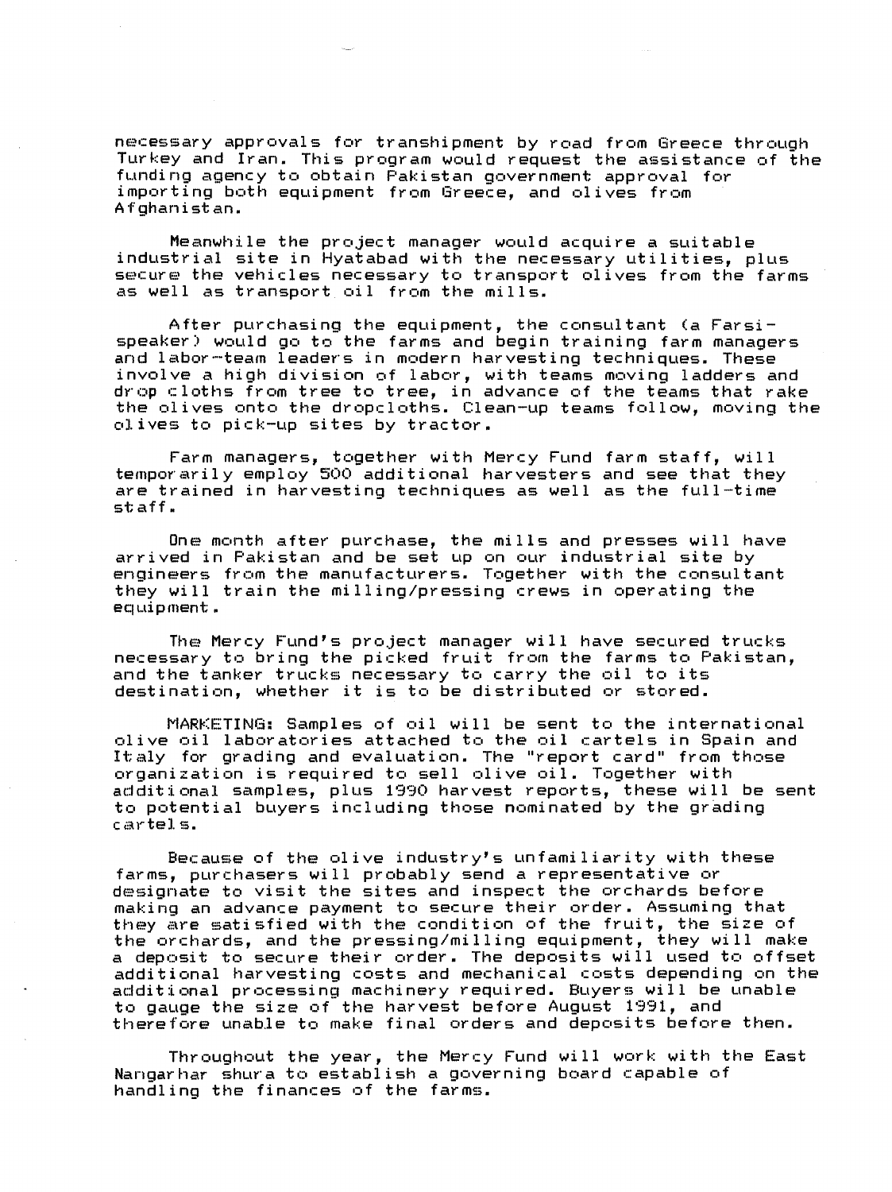necessary approvals for transhipment by road from Greece through Turkey and Iran. This program would request the assistance of the funding agency to obtain Pakistan government approval for importing both equipment from Greece, and olives from Afghanistan.

Meanwhile the project manager would acquire a suitable industrial site in Hyatabad with the necessary utilities, plus secure the vehicles necessary to transport olives from the farms as well as transport oil from the mills.

After purchasing the equipment, the consultant (a Farsi-speaker) would go to the farms and begin training farm managers and labor-team leaders in modern harvesting techniques. These involve a high division of labor, with teams moving ladders and drop cloths from tree to tree, in advance of the teams that rake the olives onto the dropcloths. Clean-up teams follow, moving the olives to pick-up sites by tractor.

Farm managers, together with Mercy Fund farm staff, will temporarily employ 500 additional harvesters and see that they are trained in harvesting techniques as well as the full-time staff.

One month after purchase, the mills and presses will have arrived in Pakistan and be set up on our industrial site by engineers from the manufacturers. Together with the consultant they will train the milling/pressing crews in operating the equipment.

The Mercy Fund's project manager will have secured trucks necessary to bring the picked fruit from the farms to Pakistan, and the tanker trucks necessary to carry the oil to its destination, whether it is to be distributed or stored.

MARKETING: Samples of oil will be sent to the international olive oil laboratories attached to the oil cartels in Spain and Italy for grading and evaluation. The "report card" from those organization is required to sell olive oil. Together with additional samples, plus 1990 harvest reports, these will be sent to potential buyers including those nominated by the grading cartels.

Because of the olive industry's unfamiliarity with these farms, purchasers will probably send a representative or designate to visit the sites and inspect the orchards before making an advance payment to secure their order. Assuming that they are satisfied with the condition of the fruit, the size of the orchards, and the pressing/milling equipment, they will make a deposit to secure their order. The deposits will used to offset additional harvesting costs and mechanical costs depending on the additional processing machinery required. Buyers will be unable to gauge the size of the harvest before August 1991, and therefore unable to make final orders and deposits before then.

Throughout the year, the Mercy Fund will work with the East Nangarhar shura to establish a governing board capable of handling the finances of the farms.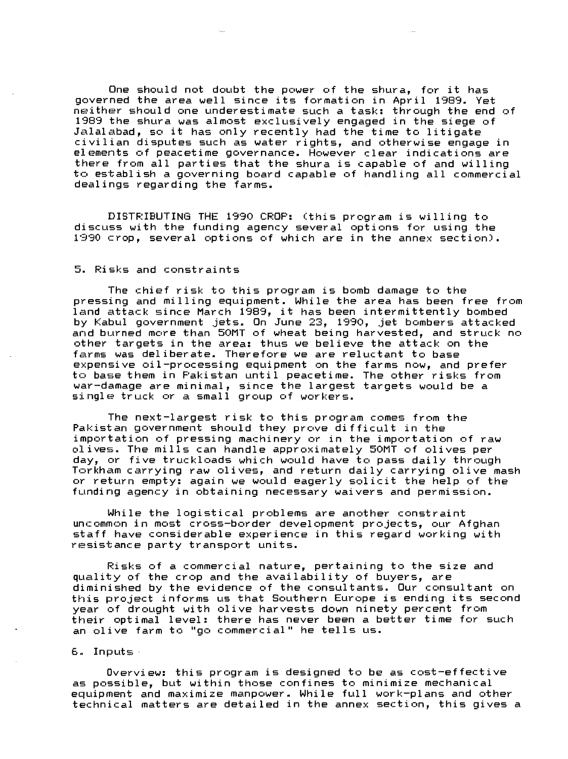One should not doubt the power of the shura, for it has governed the area well since its formation in April 1989. Yet neither should one underestimate such a task: through the end of 1989 the shura was almost exclusively engaged in the siege of Jalalabad, so it has only recently had the time to litigate civilian disputes such as water rights, and otherwise engage in elements of peacetime governance. However clear indications are there from all parties that the shura is capable of and willing to establish a governing board capable of handling all commercial dealings regarding the farms.

DISTRIBUTING THE 1990 CROP: (this program is willing to discuss with the funding agency several options for using the 1990 crop, several options of which are in the annex section).

## 5. Risks and constraints

The chief risk to this program is bomb damage to the pressing and milling equipment. While the area has been free from land attack since March 1989, it has been intermittently bombed by Kabul government jets. On June 23, 1990, jet bombers attacked and burned more than 50MT of wheat being harvested, and struck no other targets in the area: thus we believe the attack on the farms was deliberate. Therefore we are reluctant to base expensive oil-processing equipment on the farms now, and prefer to base them in Pakistan until peacetime. The other risks from war-damage are minimal, since the largest targets would be a single truck or a small group of workers.

The next-largest risk to this program comes from the Pakistan government should they prove difficult in the importation of pressing machinery or in the importation of raw olives. The mills can handle approximately 50MT of olives per day, or five truckloads which would have to pass daily through Torkham carrying raw olives, and return daily carrying olive mash or return empty: again we would eagerly solicit the help of the funding agency in obtaining necessary waivers and permission.

While the logistical problems are another constraint uncommon in most cross-border development projects, our Afghan staff have considerable experience in this regard working with resistance party transport units.

Risks of a commercial nature, pertaining to the size and quality of the crop and the availability of buyers, are diminished by the evidence of the consultants. Our consultant on this project informs us that Southern Europe is ending its second year of drought with olive harvests down ninety percent from their optimal level: there has never been a better time for such an olive farm to "go commercial" he tells us.

## 6. Inputs

Overview: this program is designed to be as cost-effective as possible, but within those confines to minimize mechanical equipment and maximize manpower. While full work-plans and other technical matters are detailed in the annex section, this gives a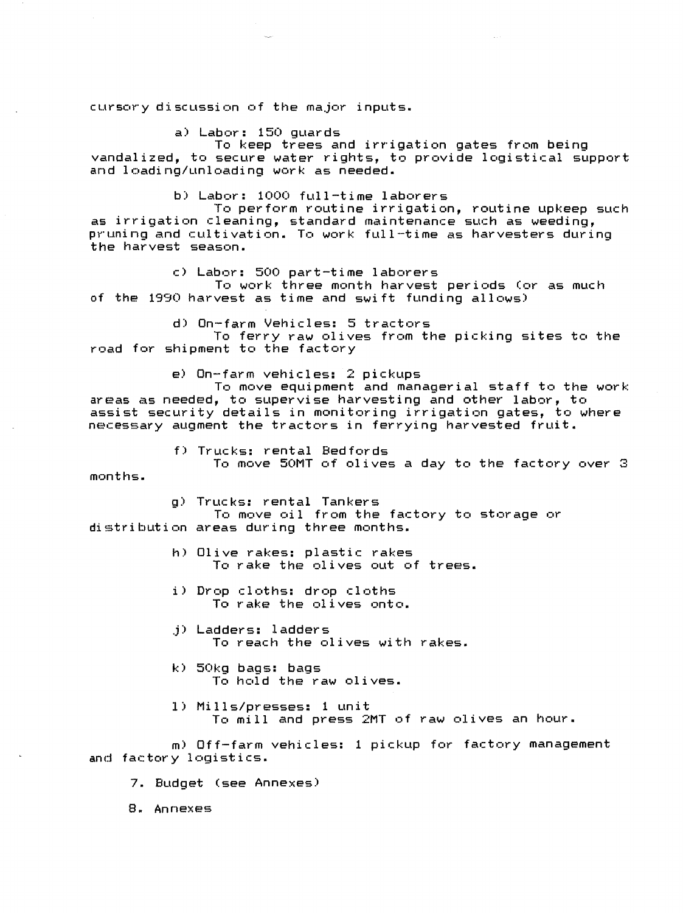cursory discussion of the major inputs.

a) Labor: 150 guards
To keep trees and irrigation gates from being vandalized, to secure water rights, to provide logistical support and loading/unloading work as needed.

b) Labor: 1000 full-time laborers
To perform routine irrigation, routine upkeep such as irrigation cleaning, standard maintenance such as weeding, pruning and cultivation. To work full-time as harvesters during the harvest season.

c) Labor: 500 part-time laborers
To work three month harvest periods (or as much of the 1990 harvest as time and swift funding allows)

d) On-farm Vehicles: 5 tractors
To ferry raw olives from the picking sites to the road for shipment to the factory

e) On-farm vehicles: 2 pickups
To move equipment and managerial staff to the work areas as needed, to supervise harvesting and other labor, to assist security details in monitoring irrigation gates, to where necessary augment the tractors in ferrying harvested fruit.

f) Trucks: rental Bedfords
To move 50MT of olives a day to the factory over 3 months.

g) Trucks: rental Tankers
To move oil from the factory to storage or distribution areas during three months.

h) Olive rakes: plastic rakes
To rake the olives out of trees.

i) Drop cloths: drop cloths
To rake the olives onto.

j) Ladders: ladders
To reach the olives with rakes.

k) 50kg bags: bags
To hold the raw olives.

l) Mills/presses: 1 unit
To mill and press 2MT of raw olives an hour.

m) Off-farm vehicles: 1 pickup for factory management and factory logistics.

7. Budget (see Annexes)

8. Annexes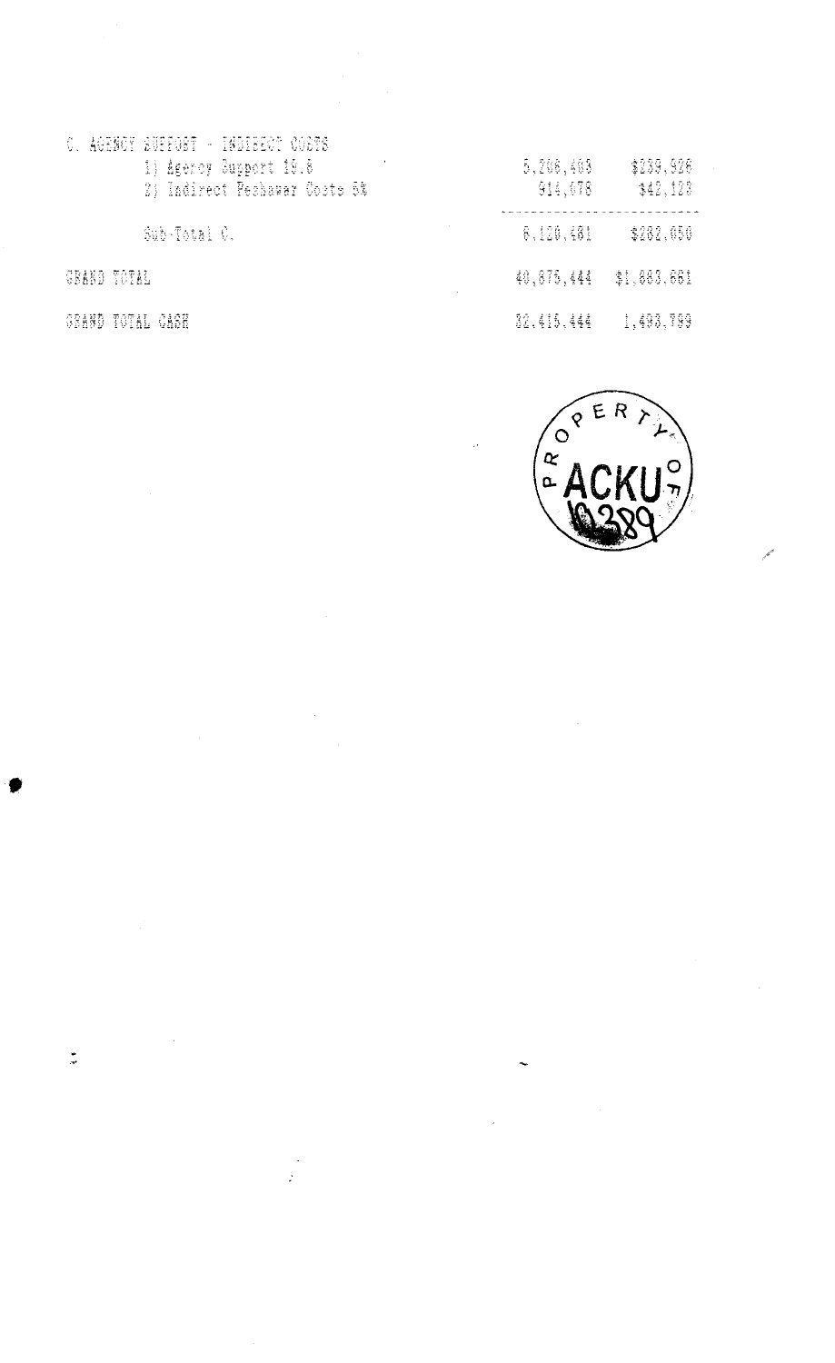| | | |
|---|---|---|
| C. AGENCY SUPPORT - INDIRECT COSTS | | |
| 1) Agency Support 19.6 | 5,206,403 | $239,926 |
| 2) Indirect Peshawar Costs 5% | 914,078 | $42,123 |
| Sub-Total C. | 6,120,481 | $282,050 |
| GRAND TOTAL | 40,875,444 | $1,883,661 |
| GRAND TOTAL CASH | 32,415,444 | 1,493,799 |

PROPERTY OF ACKU 10389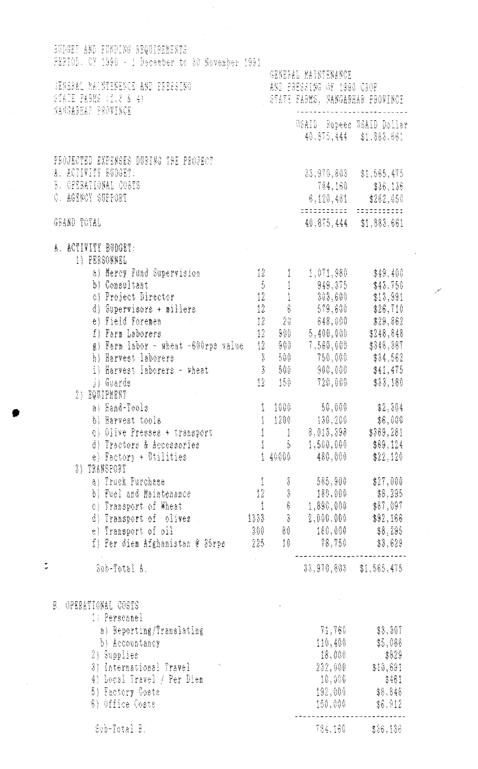BUDGET AND FUNDING REQUIREMENTS
PERIOD: CY 1990 - 1 December to 30 November 1991

GENERAL MAINTENANCE AND PRESSING
STATE FARMS (1,2 & 4)
NANGARHAR PROVINCE

GENERAL MAINTENANCE AND PRESSING OF 1990 CROP
STATE FARMS, NANGARHAR PROVINCE

| | | | USAID Rupees | USAID Dollar |
|---|---|---|---|---|
| | | | 40,875,444 | $1,883,661 |
| **PROJECTED EXPENSES DURING THE PROJECT** | | | | |
| A. ACTIVITY BUDGET. | | | 33,970,803 | $1,565,475 |
| B. OPERATIONAL COSTS | | | 784,160 | $36,136 |
| C. AGENCY SUPPORT | | | 6,120,481 | $282,050 |
| | | | =========== | =========== |
| GRAND TOTAL | | | 40,875,444 | $1,883,661 |
| **A. ACTIVITY BUDGET:** | | | | |
| 1) PERSONNEL | | | | |
| a) Mercy Fund Supervision | 12 | 1 | 1,071,980 | $49,400 |
| b) Consultant | 5 | 1 | 949,375 | $43,750 |
| c) Project Director | 12 | 1 | 303,600 | $13,991 |
| d) Supervisors + millers | 12 | 6 | 579,600 | $26,710 |
| e) Field Foremen | 12 | 20 | 648,000 | $29,862 |
| f) Farm Laborers | 12 | 900 | 5,400,000 | $248,848 |
| g) Farm labor - wheat -600rps value | 12 | 900 | 7,560,000 | $348,387 |
| h) Harvest laborers | 3 | 500 | 750,000 | $34,562 |
| i) Harvest laborers - wheat | 3 | 500 | 900,000 | $41,475 |
| j) Guards | 12 | 150 | 720,000 | $33,180 |
| 2) EQUIPMENT | | | | |
| a) Hand-Tools | 1 | 1000 | 50,000 | $2,304 |
| b) Harvest tools | 1 | 1200 | 130,200 | $6,000 |
| c) Olive Presses + transport | 1 | 1 | 8,013,398 | $369,281 |
| d) Tractors & Accessories | 1 | 5 | 1,500,000 | $69,124 |
| e) Factory + Utilities | 1 | 40000 | 480,000 | $22,120 |
| 3) TRANSPORT | | | | |
| a) Truck Purchase | 1 | 3 | 585,900 | $27,000 |
| b) Fuel and Maintenance | 12 | 3 | 180,000 | $8,295 |
| c) Transport of Wheat | 1 | 6 | 1,890,000 | $87,097 |
| d) Transport of olives | 1333 | 3 | 2,000,000 | $92,166 |
| e) Transport of oil | 300 | 80 | 180,000 | $8,295 |
| f) Per diem Afghanistan @ 35rps | 225 | 10 | 78,750 | $3,629 |
| | | | ------------ | ------------ |
| Sub-Total A. | | | 33,970,803 | $1,565,475 |
| **B. OPERATIONAL COSTS** | | | | |
| 1) Personnel | | | | |
| a) Reporting/Translating | | | 71,760 | $3,307 |
| b) Accountancy | | | 110,400 | $5,088 |
| 2) Supplies | | | 18,000 | $829 |
| 3) International Travel | | | 232,000 | $10,691 |
| 4) Local Travel / Per Diem | | | 10,000 | $461 |
| 5) Factory Costs | | | 192,000 | $8,848 |
| 6) Office Costs | | | 150,000 | $6,912 |
| | | | ------------ | ------------ |
| Sub-Total B. | | | 784,160 | $36,136 |